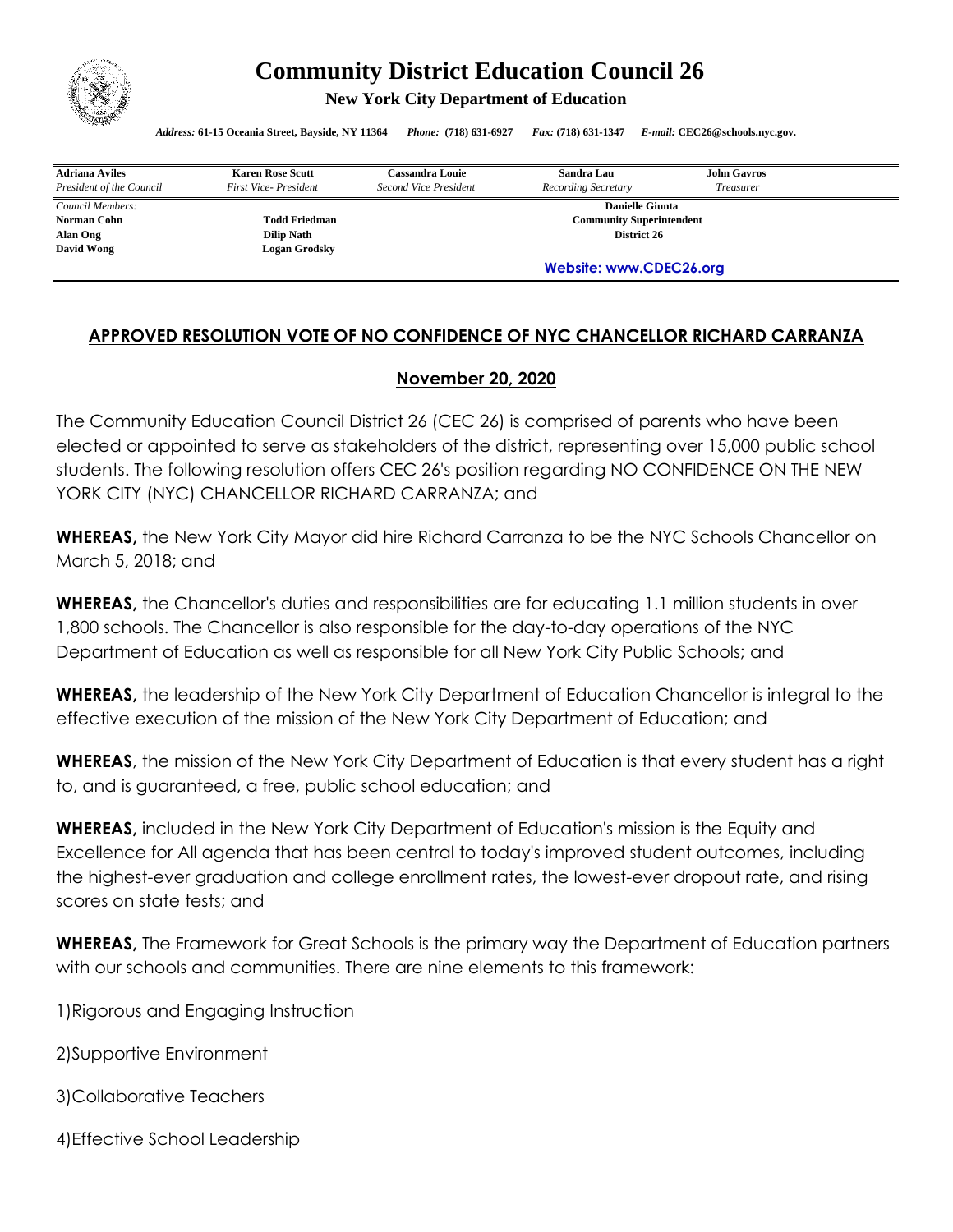# Community District Education Council 26

**New York City Department of Education**

*Address:* **61-15 Oceania Street, Bayside, NY 11364** *Phone:* **(718) 631-6927** *Fax:* **(718) 631-1347** *E-mail:* **CEC26@schools.nyc.gov.**

| **Adriana Aviles** | **Karen Rose Scutt** | **Cassandra Louie** | **Sandra Lau** | **John Gavros** |
|---|---|---|---|---|
| *President of the Council* | *First Vice- President* | *Second Vice President* | *Recording Secretary* | *Treasurer* |

*Council Members:*
**Norman Cohn** **Todd Friedman**
**Alan Ong** **Dilip Nath**
**David Wong** **Logan Grodsky**

**Danielle Giunta**
**Community Superintendent**
**District 26**

**Website: www.CDEC26.org**

## APPROVED RESOLUTION VOTE OF NO CONFIDENCE OF NYC CHANCELLOR RICHARD CARRANZA

### November 20, 2020

The Community Education Council District 26 (CEC 26) is comprised of parents who have been elected or appointed to serve as stakeholders of the district, representing over 15,000 public school students. The following resolution offers CEC 26's position regarding NO CONFIDENCE ON THE NEW YORK CITY (NYC) CHANCELLOR RICHARD CARRANZA; and

**WHEREAS,** the New York City Mayor did hire Richard Carranza to be the NYC Schools Chancellor on March 5, 2018; and

**WHEREAS,** the Chancellor's duties and responsibilities are for educating 1.1 million students in over 1,800 schools. The Chancellor is also responsible for the day-to-day operations of the NYC Department of Education as well as responsible for all New York City Public Schools; and

**WHEREAS,** the leadership of the New York City Department of Education Chancellor is integral to the effective execution of the mission of the New York City Department of Education; and

**WHEREAS**, the mission of the New York City Department of Education is that every student has a right to, and is guaranteed, a free, public school education; and

**WHEREAS,** included in the New York City Department of Education's mission is the Equity and Excellence for All agenda that has been central to today's improved student outcomes, including the highest-ever graduation and college enrollment rates, the lowest-ever dropout rate, and rising scores on state tests; and

**WHEREAS,** The Framework for Great Schools is the primary way the Department of Education partners with our schools and communities. There are nine elements to this framework:

1)Rigorous and Engaging Instruction

2)Supportive Environment

3)Collaborative Teachers

4)Effective School Leadership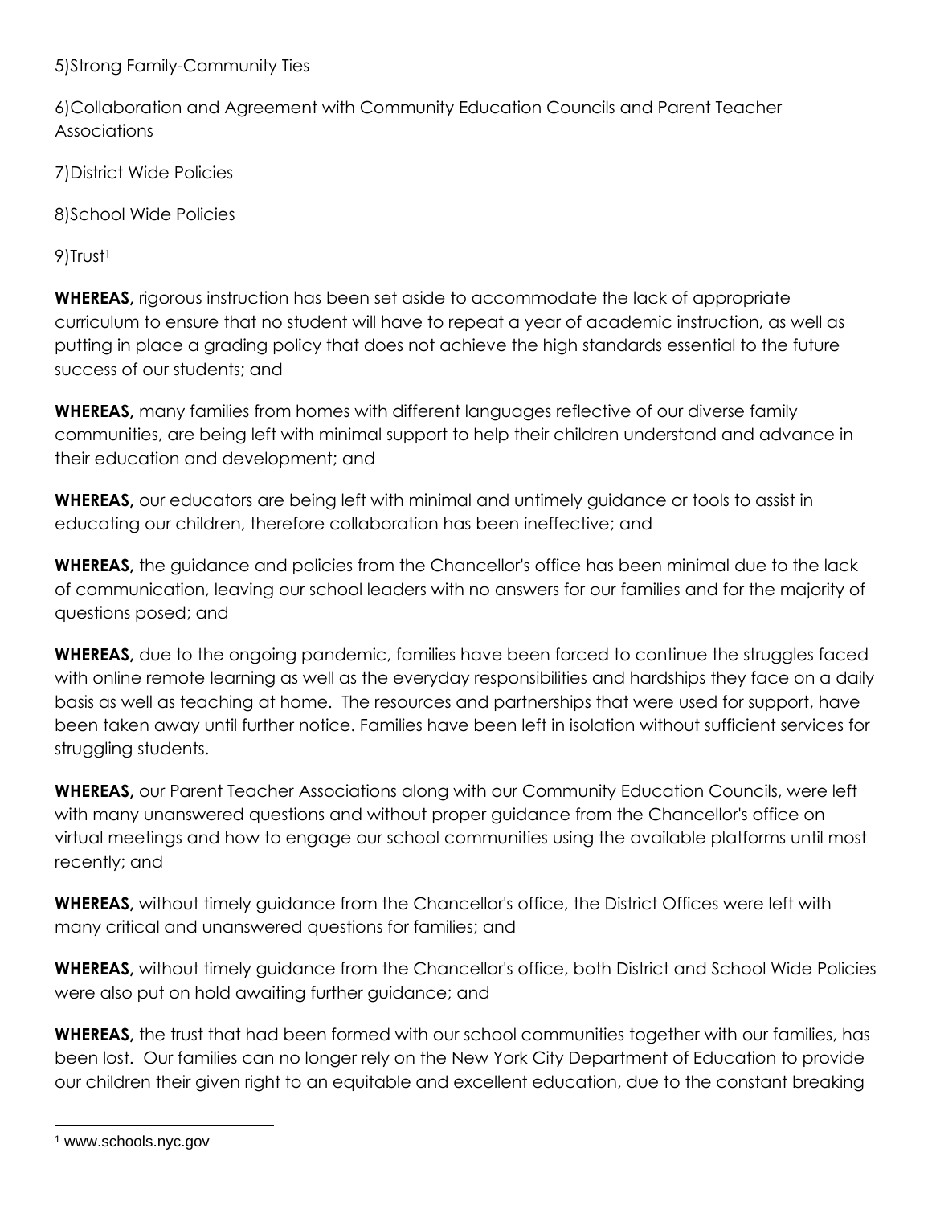5)Strong Family-Community Ties

6)Collaboration and Agreement with Community Education Councils and Parent Teacher Associations

7)District Wide Policies

8)School Wide Policies

9)Trust[1]

**WHEREAS,** rigorous instruction has been set aside to accommodate the lack of appropriate curriculum to ensure that no student will have to repeat a year of academic instruction, as well as putting in place a grading policy that does not achieve the high standards essential to the future success of our students; and

**WHEREAS,** many families from homes with different languages reflective of our diverse family communities, are being left with minimal support to help their children understand and advance in their education and development; and

**WHEREAS,** our educators are being left with minimal and untimely guidance or tools to assist in educating our children, therefore collaboration has been ineffective; and

**WHEREAS,** the guidance and policies from the Chancellor's office has been minimal due to the lack of communication, leaving our school leaders with no answers for our families and for the majority of questions posed; and

**WHEREAS,** due to the ongoing pandemic, families have been forced to continue the struggles faced with online remote learning as well as the everyday responsibilities and hardships they face on a daily basis as well as teaching at home. The resources and partnerships that were used for support, have been taken away until further notice. Families have been left in isolation without sufficient services for struggling students.

**WHEREAS,** our Parent Teacher Associations along with our Community Education Councils, were left with many unanswered questions and without proper guidance from the Chancellor's office on virtual meetings and how to engage our school communities using the available platforms until most recently; and

**WHEREAS,** without timely guidance from the Chancellor's office, the District Offices were left with many critical and unanswered questions for families; and

**WHEREAS,** without timely guidance from the Chancellor's office, both District and School Wide Policies were also put on hold awaiting further guidance; and

**WHEREAS,** the trust that had been formed with our school communities together with our families, has been lost. Our families can no longer rely on the New York City Department of Education to provide our children their given right to an equitable and excellent education, due to the constant breaking

[1] www.schools.nyc.gov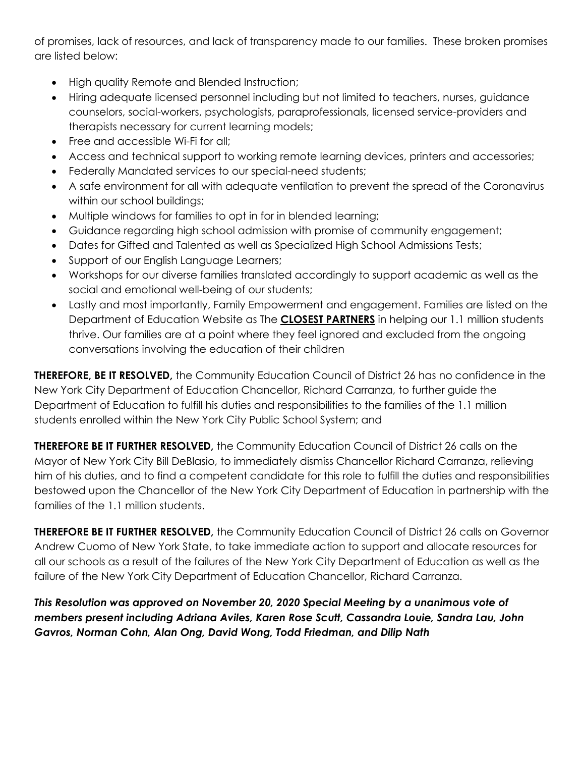of promises, lack of resources, and lack of transparency made to our families. These broken promises are listed below:

- High quality Remote and Blended Instruction;
- Hiring adequate licensed personnel including but not limited to teachers, nurses, guidance counselors, social-workers, psychologists, paraprofessionals, licensed service-providers and therapists necessary for current learning models;
- Free and accessible Wi-Fi for all;
- Access and technical support to working remote learning devices, printers and accessories;
- Federally Mandated services to our special-need students;
- A safe environment for all with adequate ventilation to prevent the spread of the Coronavirus within our school buildings;
- Multiple windows for families to opt in for in blended learning;
- Guidance regarding high school admission with promise of community engagement;
- Dates for Gifted and Talented as well as Specialized High School Admissions Tests;
- Support of our English Language Learners;
- Workshops for our diverse families translated accordingly to support academic as well as the social and emotional well-being of our students;
- Lastly and most importantly, Family Empowerment and engagement. Families are listed on the Department of Education Website as The **<u>CLOSEST PARTNERS</u>** in helping our 1.1 million students thrive. Our families are at a point where they feel ignored and excluded from the ongoing conversations involving the education of their children

**THEREFORE, BE IT RESOLVED,** the Community Education Council of District 26 has no confidence in the New York City Department of Education Chancellor, Richard Carranza, to further guide the Department of Education to fulfill his duties and responsibilities to the families of the 1.1 million students enrolled within the New York City Public School System; and

**THEREFORE BE IT FURTHER RESOLVED,** the Community Education Council of District 26 calls on the Mayor of New York City Bill DeBlasio, to immediately dismiss Chancellor Richard Carranza, relieving him of his duties, and to find a competent candidate for this role to fulfill the duties and responsibilities bestowed upon the Chancellor of the New York City Department of Education in partnership with the families of the 1.1 million students.

**THEREFORE BE IT FURTHER RESOLVED,** the Community Education Council of District 26 calls on Governor Andrew Cuomo of New York State, to take immediate action to support and allocate resources for all our schools as a result of the failures of the New York City Department of Education as well as the failure of the New York City Department of Education Chancellor, Richard Carranza.

***This Resolution was approved on November 20, 2020 Special Meeting by a unanimous vote of members present including Adriana Aviles, Karen Rose Scutt, Cassandra Louie, Sandra Lau, John Gavros, Norman Cohn, Alan Ong, David Wong, Todd Friedman, and Dilip Nath***